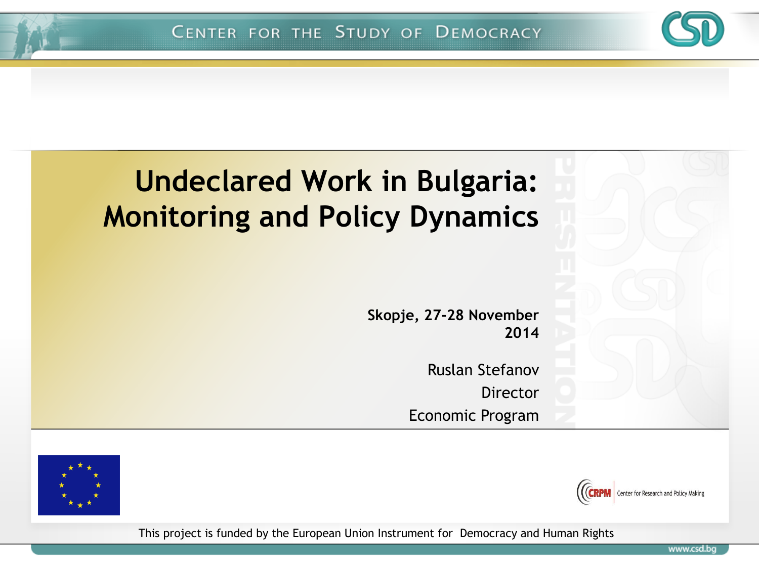# Undeclared Work in Bulgaria: Monitoring and Policy Dynamics

**Skopje, 27-28 November 2014**

Ruslan Stefanov
Director
Economic Program

This project is funded by the European Union Instrument for Democracy and Human Rights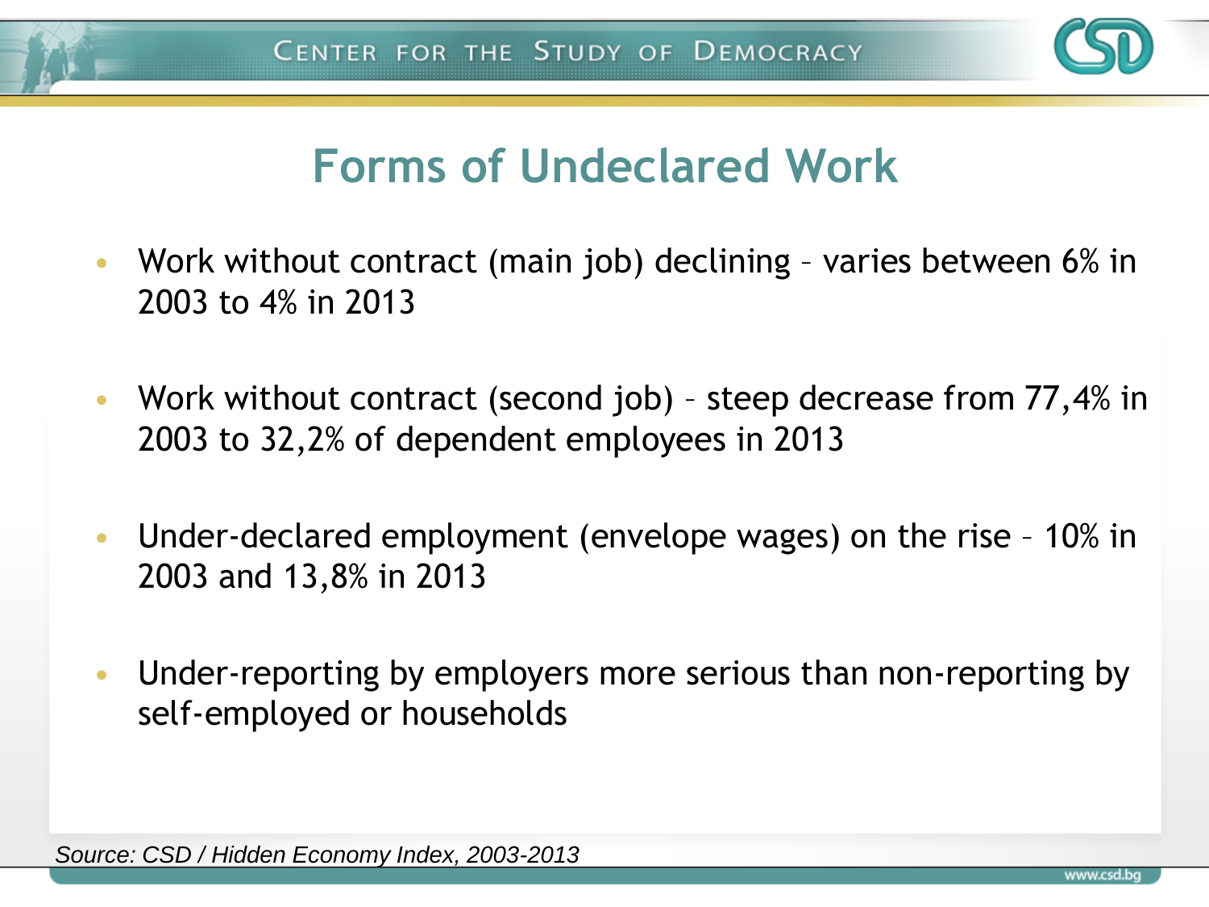# Forms of Undeclared Work

- Work without contract (main job) declining – varies between 6% in 2003 to 4% in 2013
- Work without contract (second job) – steep decrease from 77,4% in 2003 to 32,2% of dependent employees in 2013
- Under-declared employment (envelope wages) on the rise – 10% in 2003 and 13,8% in 2013
- Under-reporting by employers more serious than non-reporting by self-employed or households

*Source: CSD / Hidden Economy Index, 2003-2013*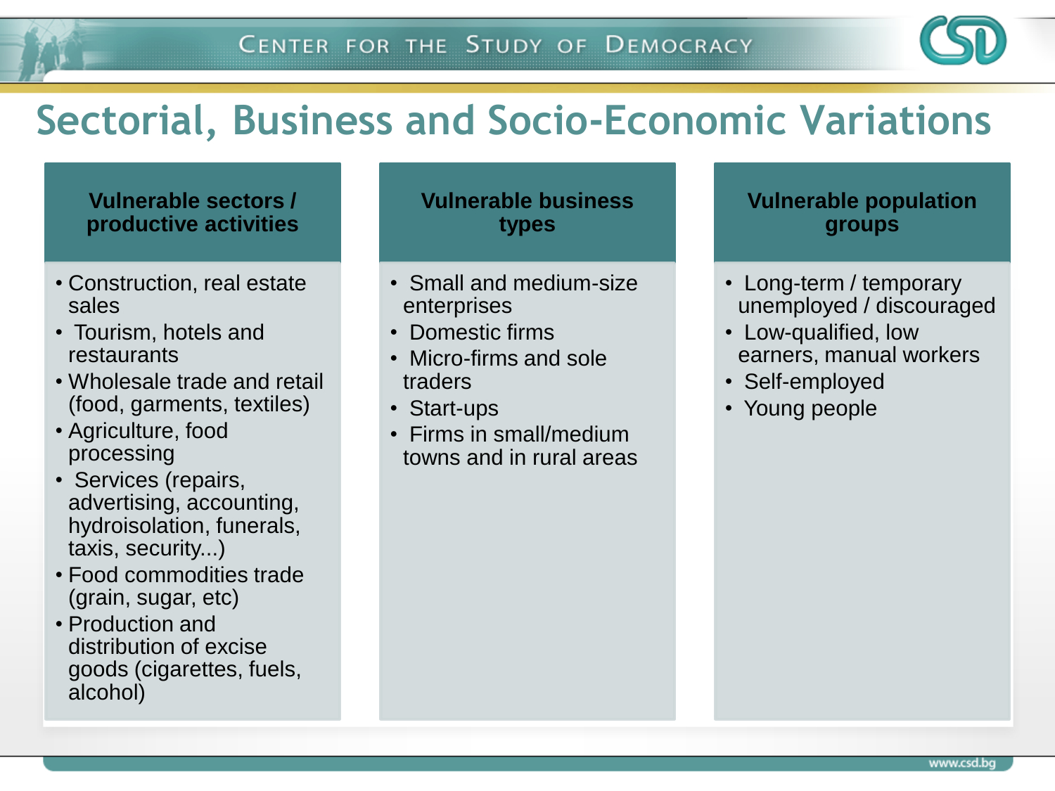# Sectorial, Business and Socio-Economic Variations

### Vulnerable sectors / productive activities

- Construction, real estate sales
- Tourism, hotels and restaurants
- Wholesale trade and retail (food, garments, textiles)
- Agriculture, food processing
- Services (repairs, advertising, accounting, hydroisolation, funerals, taxis, security...)
- Food commodities trade (grain, sugar, etc)
- Production and distribution of excise goods (cigarettes, fuels, alcohol)

### Vulnerable business types

- Small and medium-size enterprises
- Domestic firms
- Micro-firms and sole traders
- Start-ups
- Firms in small/medium towns and in rural areas

### Vulnerable population groups

- Long-term / temporary unemployed / discouraged
- Low-qualified, low earners, manual workers
- Self-employed
- Young people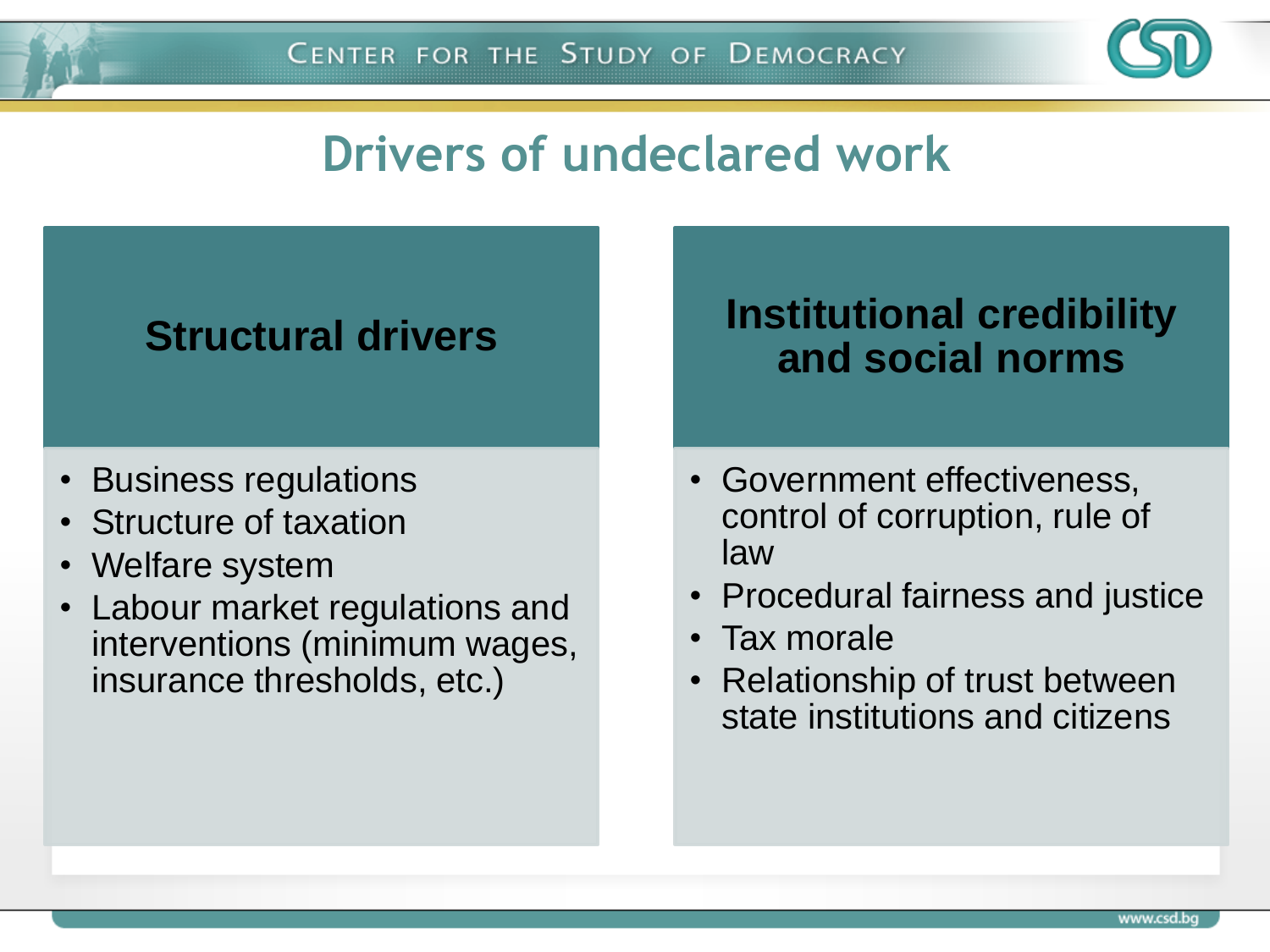# Drivers of undeclared work

## Structural drivers

- Business regulations
- Structure of taxation
- Welfare system
- Labour market regulations and interventions (minimum wages, insurance thresholds, etc.)

## Institutional credibility and social norms

- Government effectiveness, control of corruption, rule of law
- Procedural fairness and justice
- Tax morale
- Relationship of trust between state institutions and citizens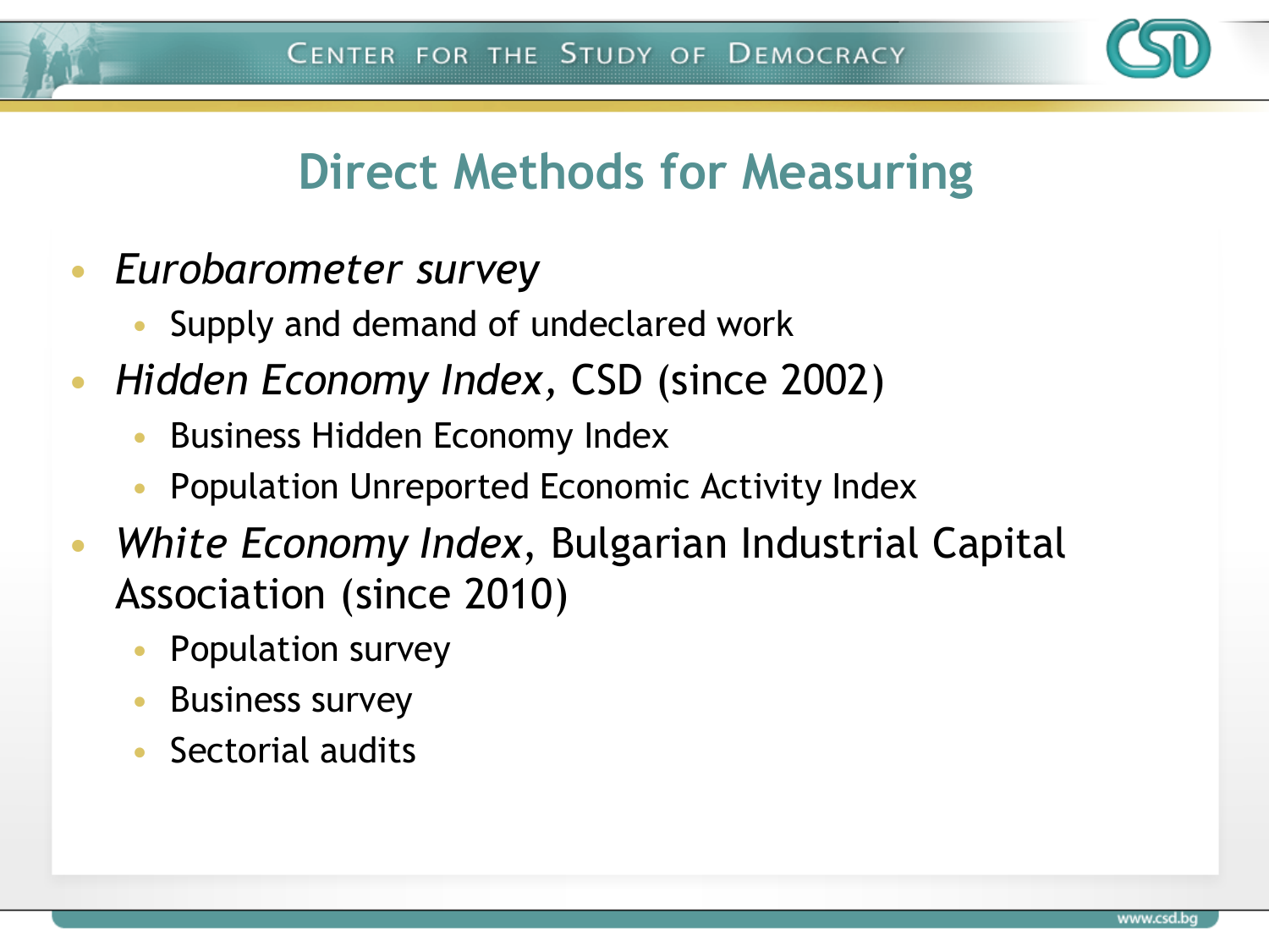# Direct Methods for Measuring

- *Eurobarometer survey*
  - Supply and demand of undeclared work
- *Hidden Economy Index*, CSD (since 2002)
  - Business Hidden Economy Index
  - Population Unreported Economic Activity Index
- *White Economy Index*, Bulgarian Industrial Capital Association (since 2010)
  - Population survey
  - Business survey
  - Sectorial audits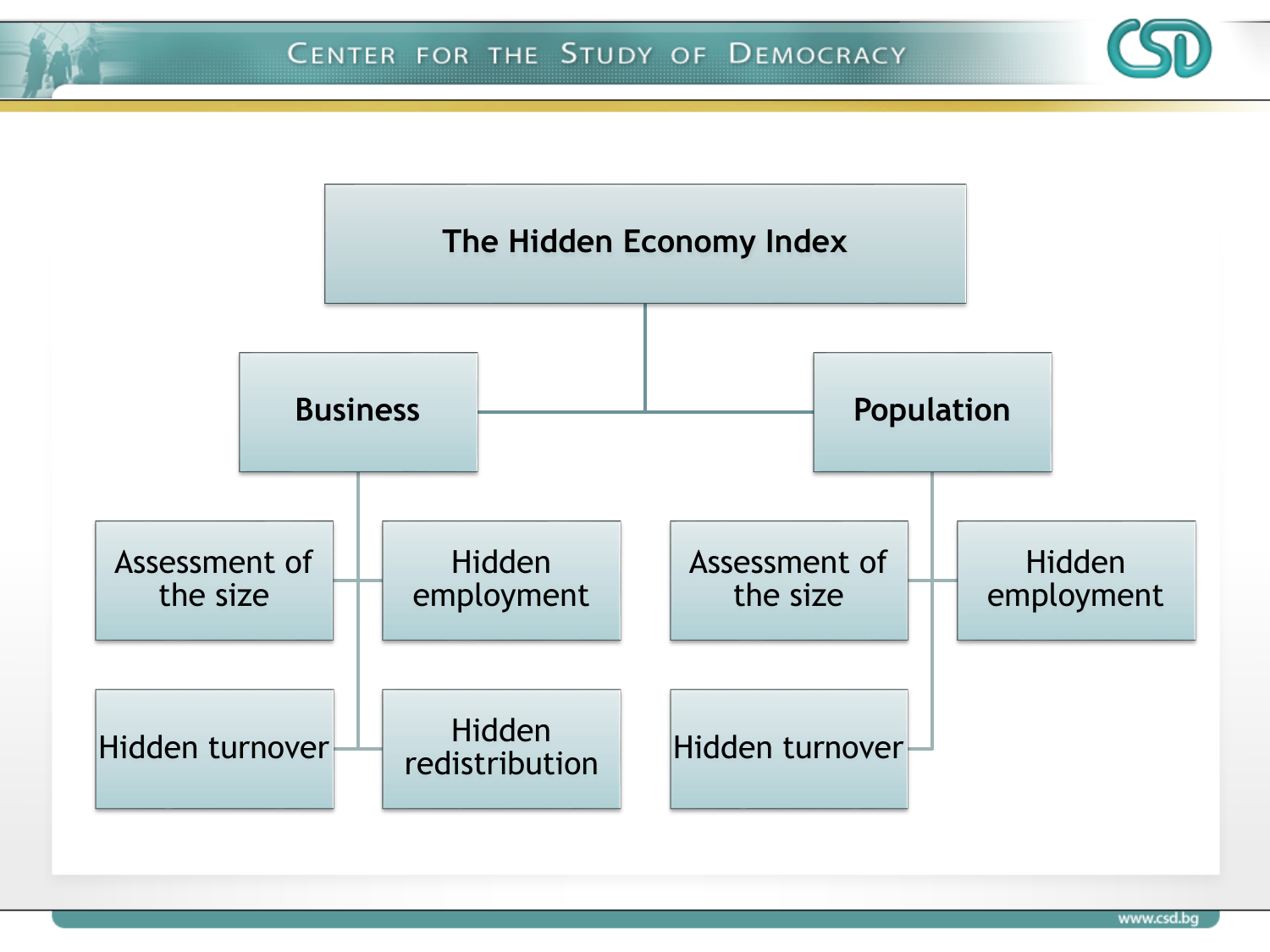# The Hidden Economy Index

- **Business**
  - Assessment of the size
  - Hidden employment
  - Hidden turnover
  - Hidden redistribution
- **Population**
  - Assessment of the size
  - Hidden employment
  - Hidden turnover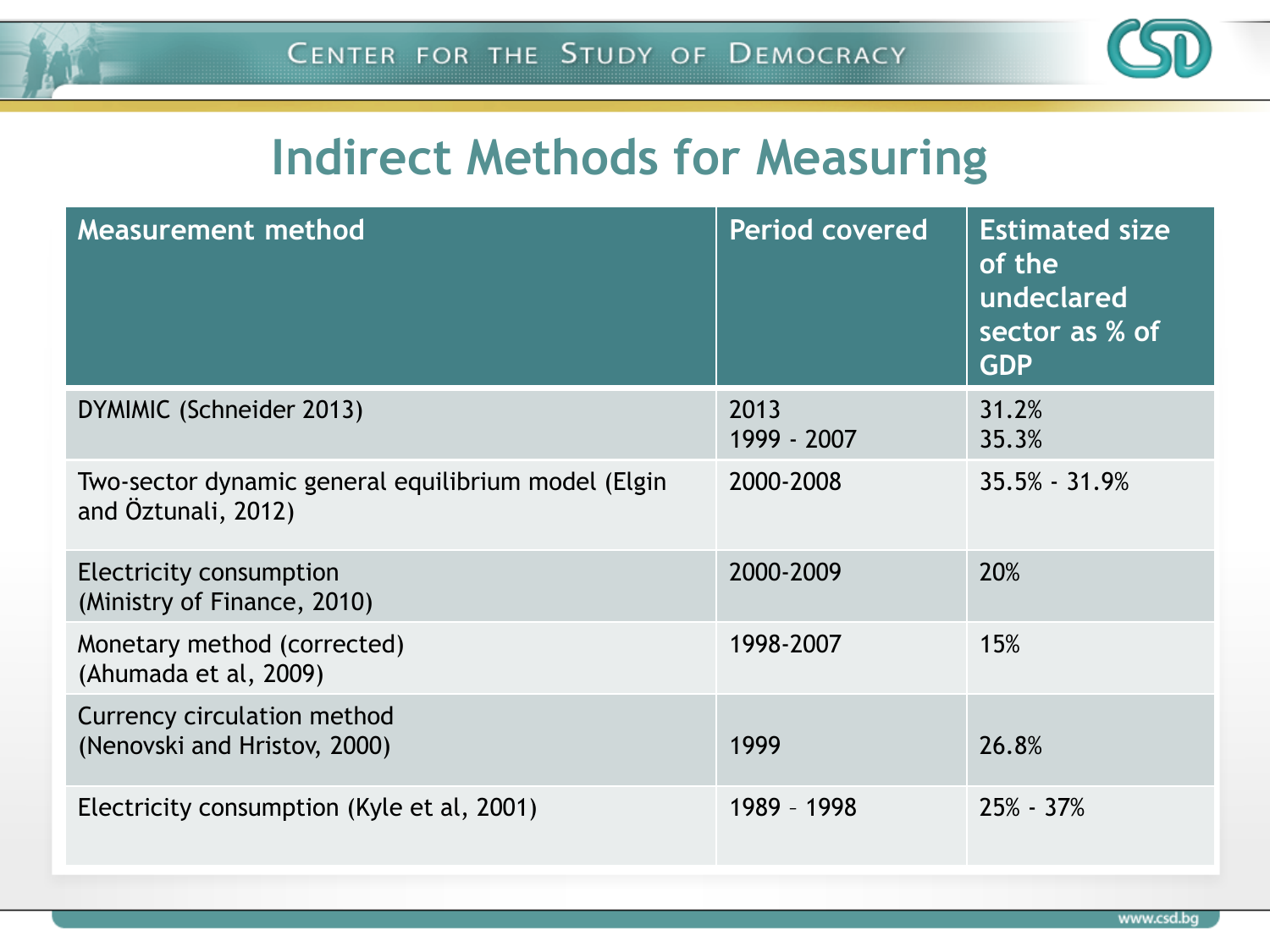# Indirect Methods for Measuring

| Measurement method | Period covered | Estimated size of the undeclared sector as % of GDP |
|---|---|---|
| DYMIMIC (Schneider 2013) | 2013<br>1999 - 2007 | 31.2%<br>35.3% |
| Two-sector dynamic general equilibrium model (Elgin and Öztunali, 2012) | 2000-2008 | 35.5% - 31.9% |
| Electricity consumption (Ministry of Finance, 2010) | 2000-2009 | 20% |
| Monetary method (corrected) (Ahumada et al, 2009) | 1998-2007 | 15% |
| Currency circulation method (Nenovski and Hristov, 2000) | 1999 | 26.8% |
| Electricity consumption (Kyle et al, 2001) | 1989 – 1998 | 25% - 37% |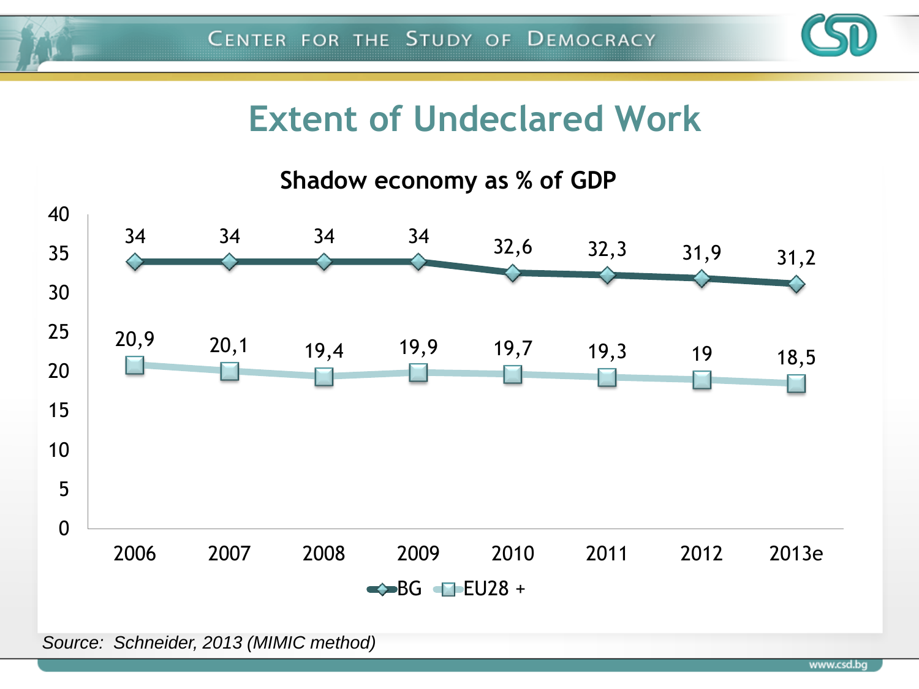# Extent of Undeclared Work

**Shadow economy as % of GDP**

| | 2006 | 2007 | 2008 | 2009 | 2010 | 2011 | 2012 | 2013e |
|---|---|---|---|---|---|---|---|---|
| BG | 34 | 34 | 34 | 34 | 32,6 | 32,3 | 31,9 | 31,2 |
| EU28 + | 20,9 | 20,1 | 19,4 | 19,9 | 19,7 | 19,3 | 19 | 18,5 |

*Source: Schneider, 2013 (MIMIC method)*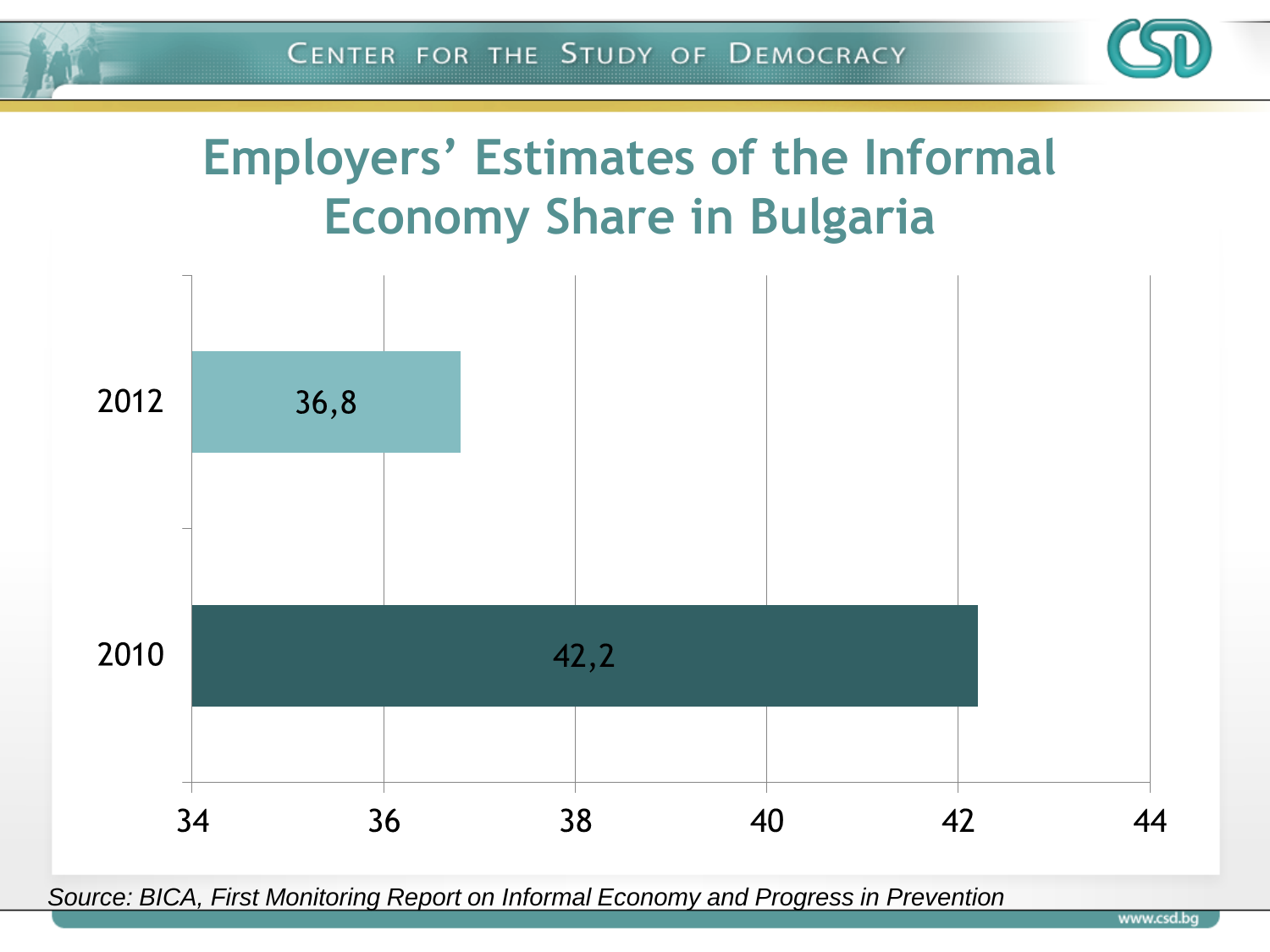# Employers' Estimates of the Informal Economy Share in Bulgaria

| Year | Value |
|---|---|
| 2012 | 36,8 |
| 2010 | 42,2 |

*Source: BICA, First Monitoring Report on Informal Economy and Progress in Prevention*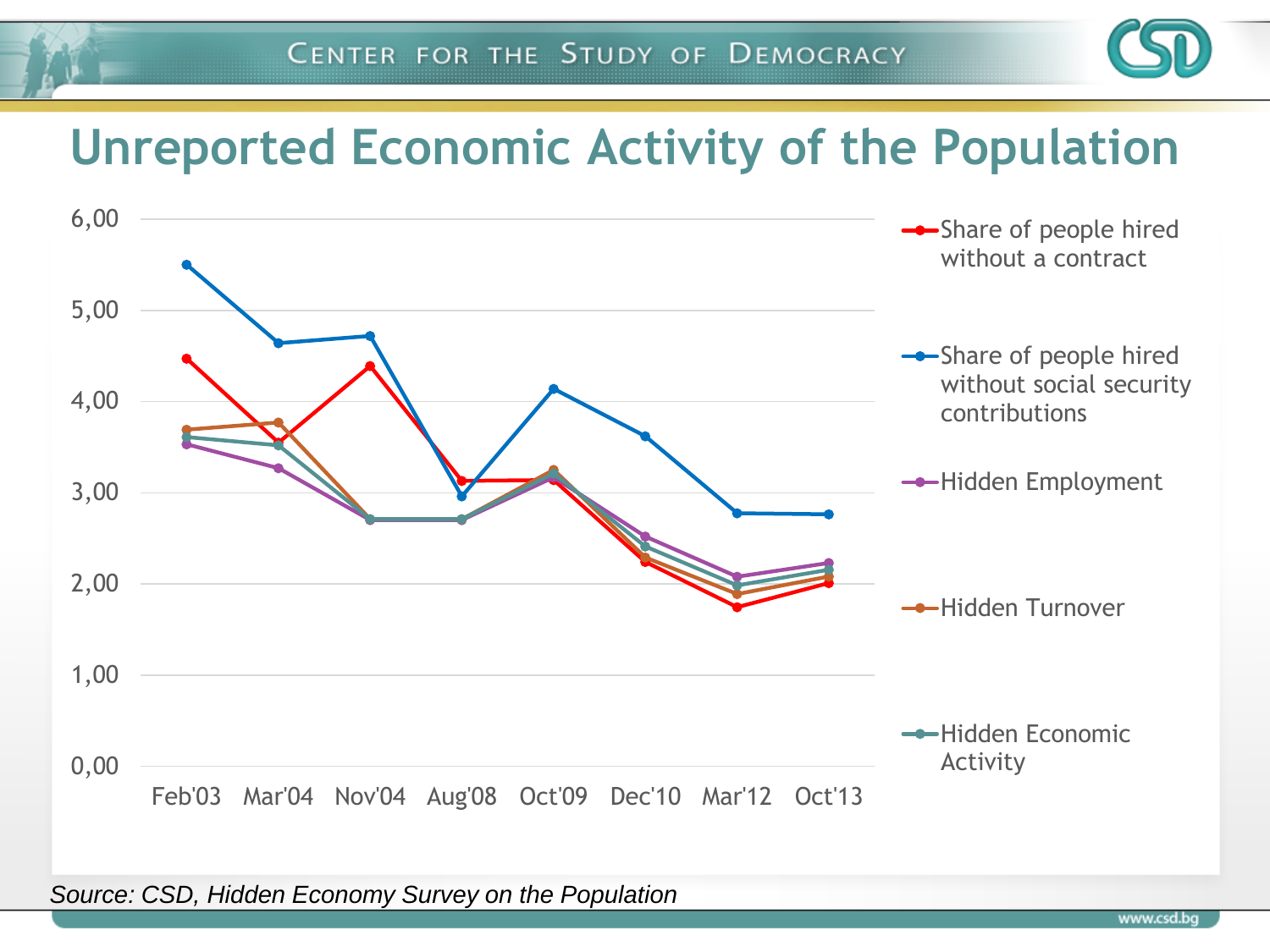# Unreported Economic Activity of the Population

6,00
5,00
4,00
3,00
2,00
1,00
0,00

Feb'03 Mar'04 Nov'04 Aug'08 Oct'09 Dec'10 Mar'12 Oct'13

- Share of people hired without a contract
- Share of people hired without social security contributions
- Hidden Employment
- Hidden Turnover
- Hidden Economic Activity

*Source: CSD, Hidden Economy Survey on the Population*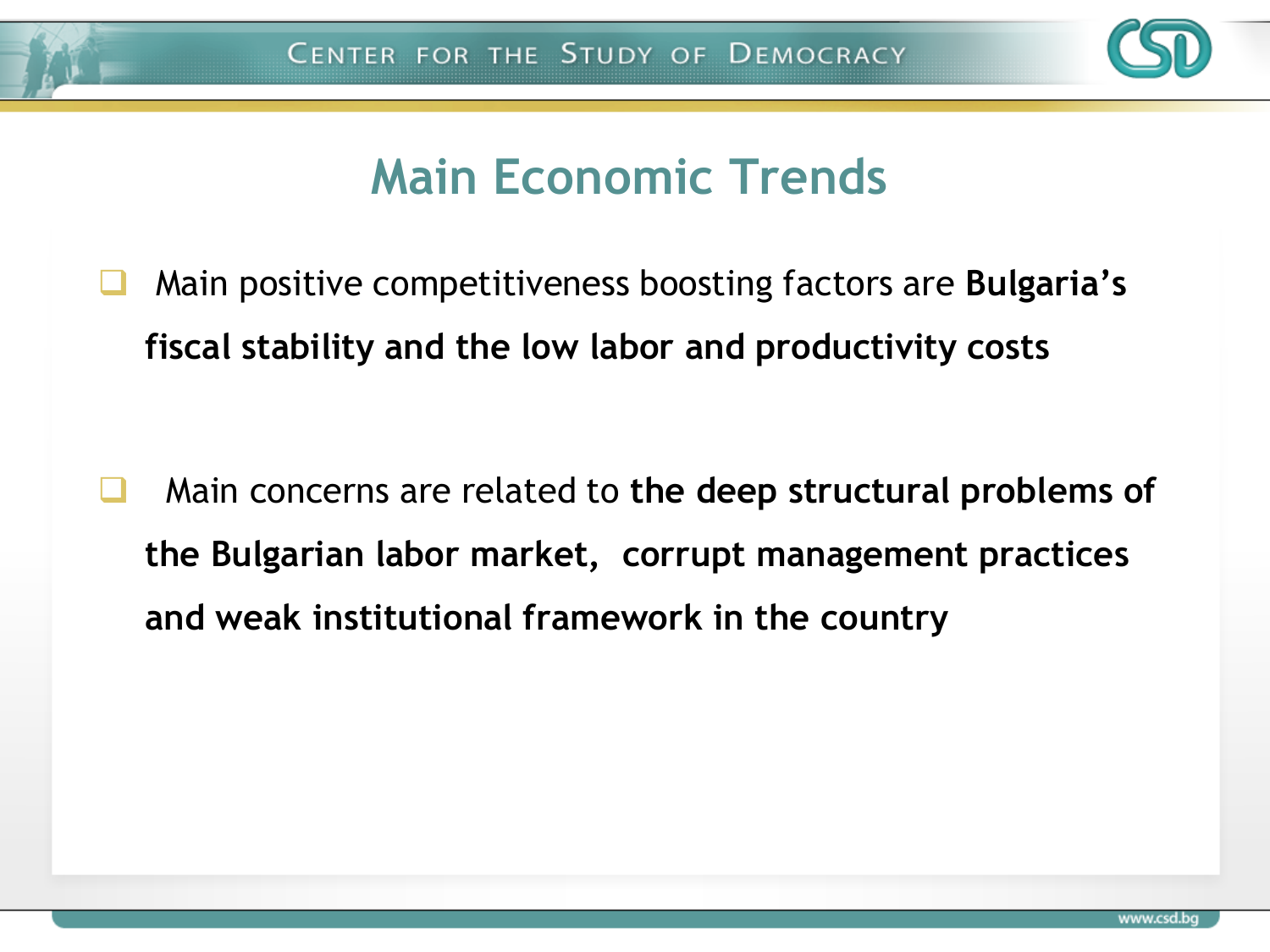# Main Economic Trends

- Main positive competitiveness boosting factors are **Bulgaria's fiscal stability and the low labor and productivity costs**

- Main concerns are related to **the deep structural problems of the Bulgarian labor market, corrupt management practices and weak institutional framework in the country**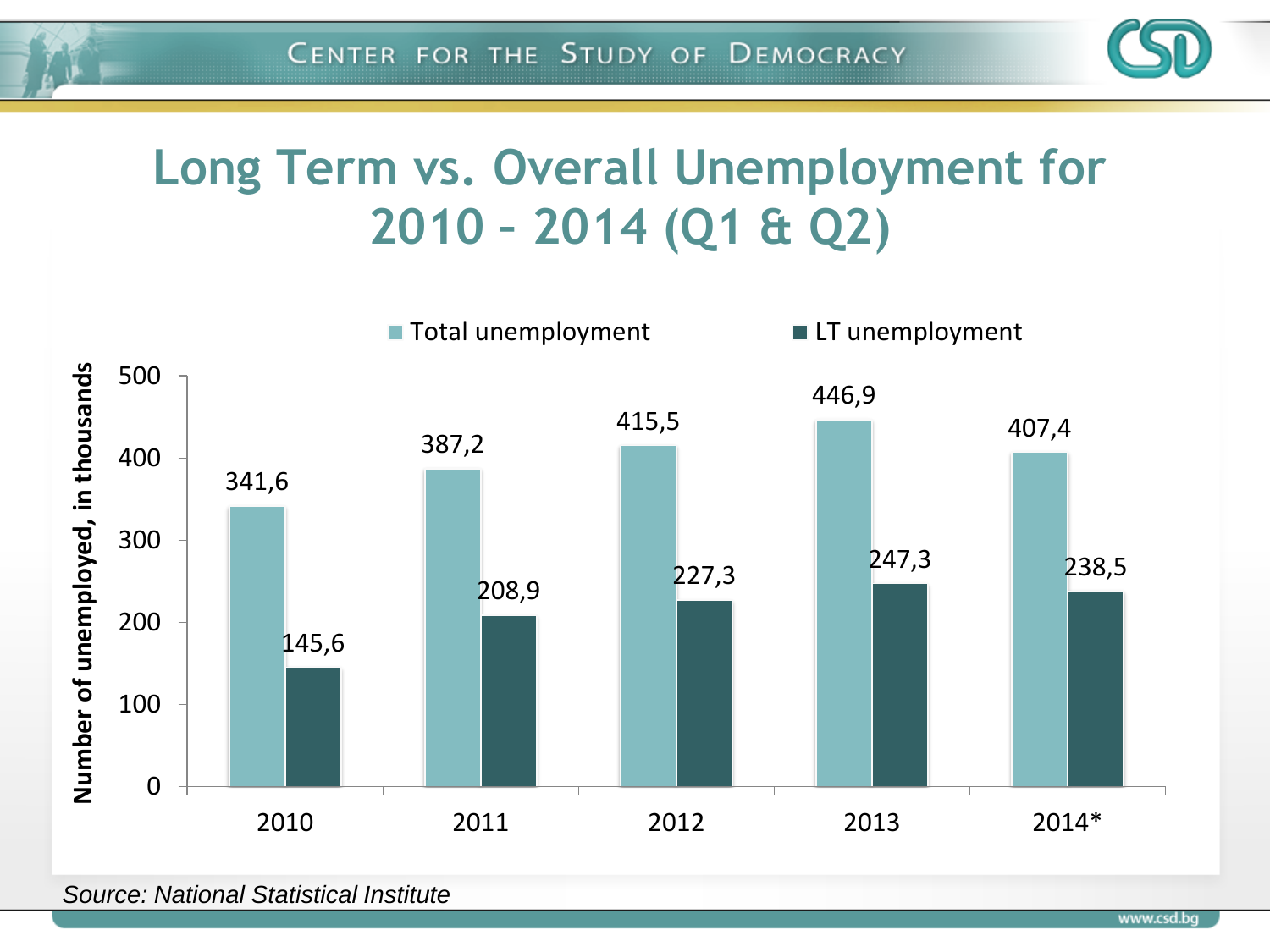# Long Term vs. Overall Unemployment for 2010 – 2014 (Q1 & Q2)

| Year | Total unemployment | LT unemployment |
|---|---|---|
| 2010 | 341,6 | 145,6 |
| 2011 | 387,2 | 208,9 |
| 2012 | 415,5 | 227,3 |
| 2013 | 446,9 | 247,3 |
| 2014* | 407,4 | 238,5 |

Number of unemployed, in thousands

*Source: National Statistical Institute*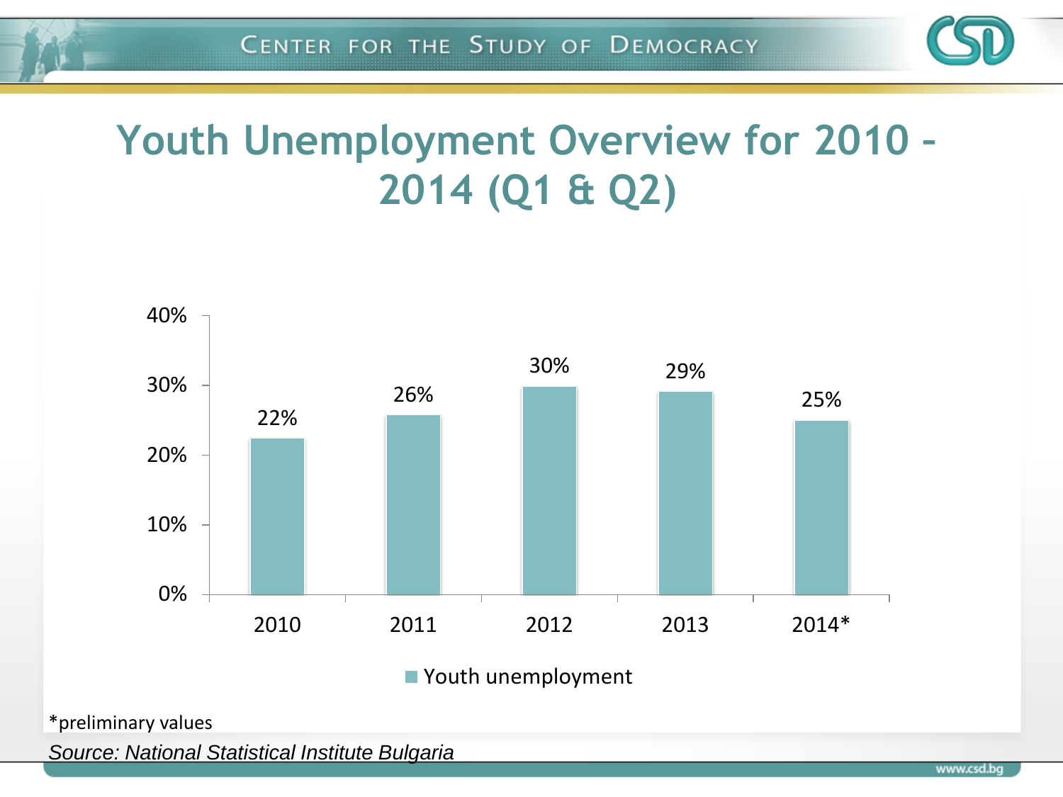# Youth Unemployment Overview for 2010 – 2014 (Q1 & Q2)

| Year | Youth unemployment |
|---|---|
| 2010 | 22% |
| 2011 | 26% |
| 2012 | 30% |
| 2013 | 29% |
| 2014* | 25% |

*preliminary values

*Source: National Statistical Institute Bulgaria*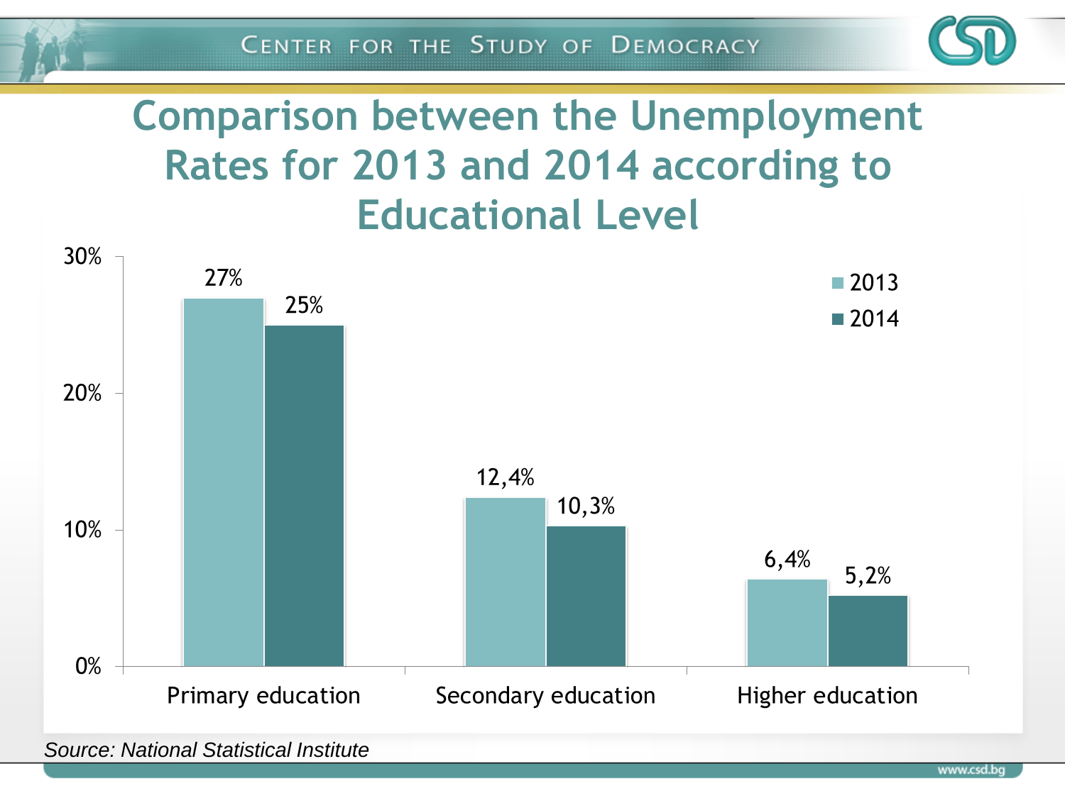# Comparison between the Unemployment Rates for 2013 and 2014 according to Educational Level

| | 2013 | 2014 |
|---|---|---|
| Primary education | 27% | 25% |
| Secondary education | 12,4% | 10,3% |
| Higher education | 6,4% | 5,2% |

*Source: National Statistical Institute*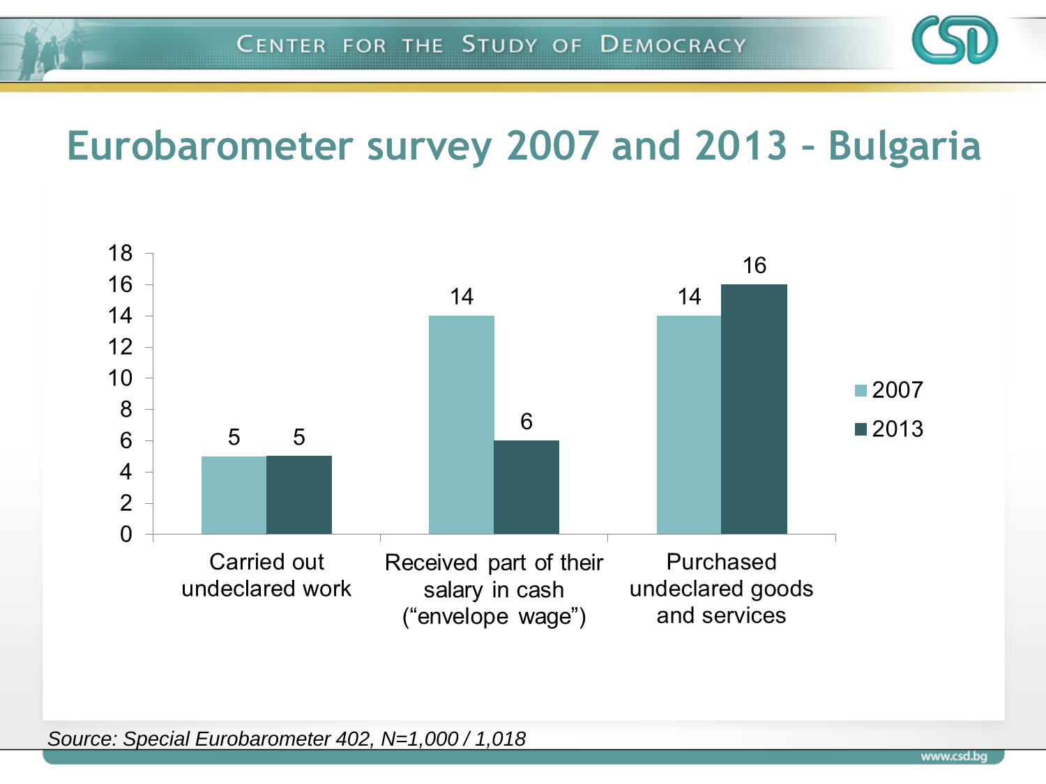# Eurobarometer survey 2007 and 2013 – Bulgaria

| | 2007 | 2013 |
|---|---|---|
| Carried out undeclared work | 5 | 5 |
| Received part of their salary in cash (“envelope wage”) | 14 | 6 |
| Purchased undeclared goods and services | 14 | 16 |

*Source: Special Eurobarometer 402, N=1,000 / 1,018*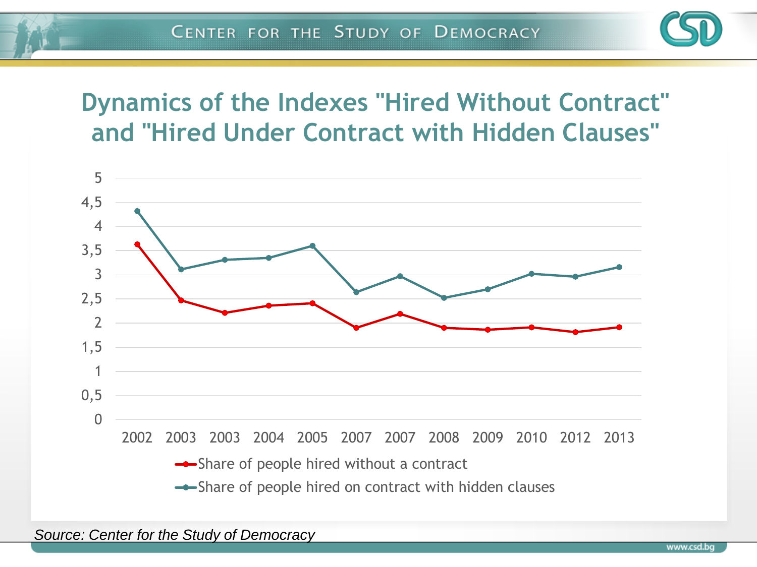## Dynamics of the Indexes "Hired Without Contract" and "Hired Under Contract with Hidden Clauses"

| Year | Share of people hired without a contract | Share of people hired on contract with hidden clauses |
|---|---|---|
| 2002 | 3,6 | 4,3 |
| 2003 | 2,5 | 3,1 |
| 2003 | 2,2 | 3,3 |
| 2004 | 2,4 | 3,3 |
| 2005 | 2,4 | 3,6 |
| 2007 | 1,9 | 2,6 |
| 2007 | 2,2 | 3,0 |
| 2008 | 1,9 | 2,5 |
| 2009 | 1,9 | 2,7 |
| 2010 | 1,9 | 3,0 |
| 2012 | 1,8 | 3,0 |
| 2013 | 1,9 | 3,2 |

*Source: Center for the Study of Democracy*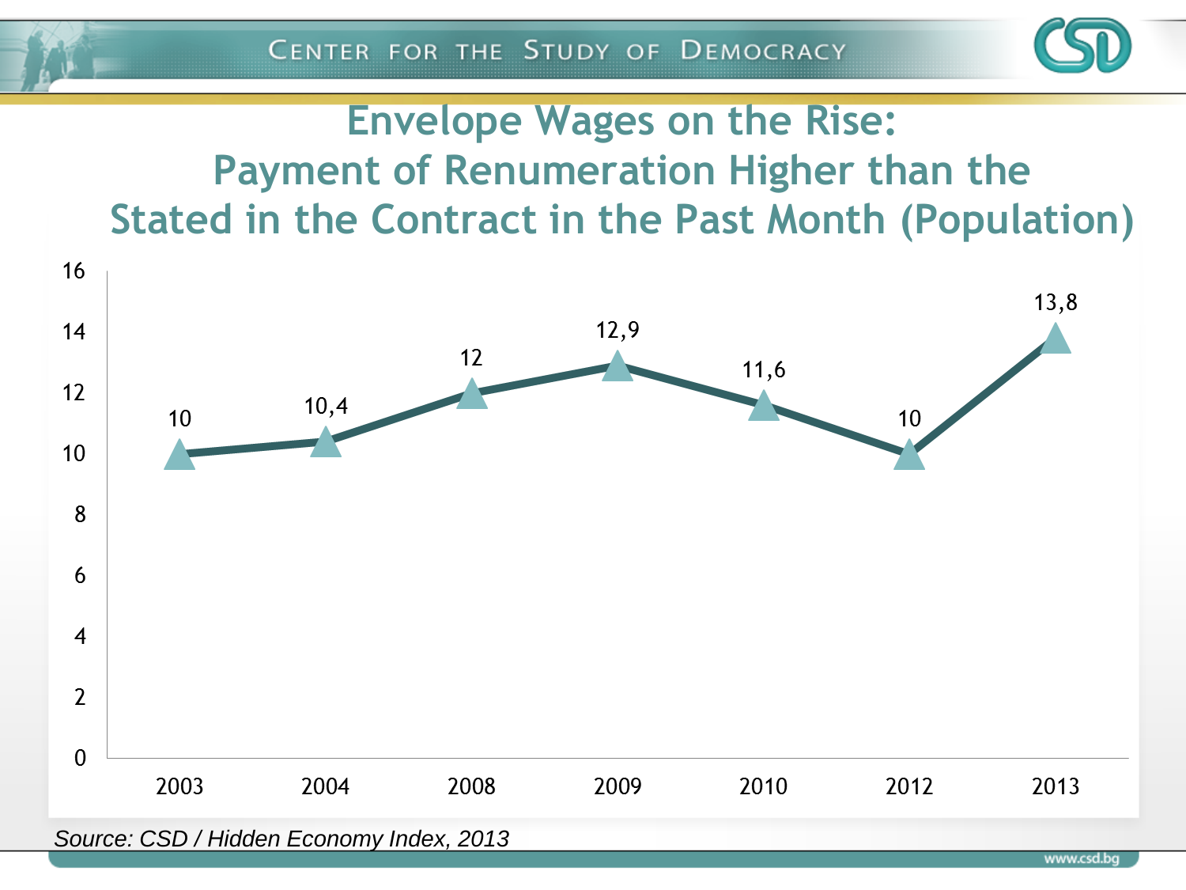# Envelope Wages on the Rise: Payment of Renumeration Higher than the Stated in the Contract in the Past Month (Population)

| Year | Value |
| --- | --- |
| 2003 | 10 |
| 2004 | 10,4 |
| 2008 | 12 |
| 2009 | 12,9 |
| 2010 | 11,6 |
| 2012 | 10 |
| 2013 | 13,8 |

*Source: CSD / Hidden Economy Index, 2013*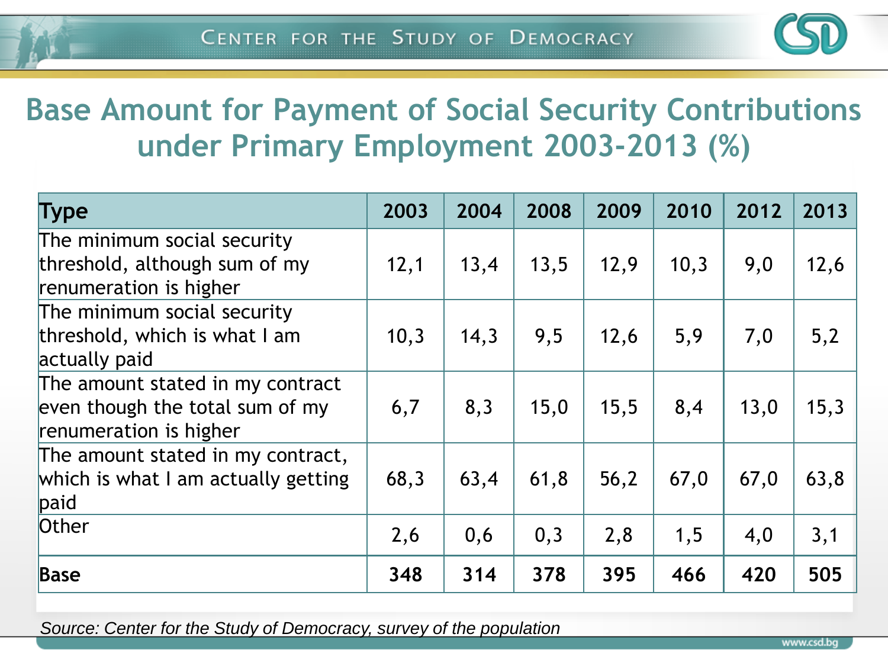# Base Amount for Payment of Social Security Contributions under Primary Employment 2003-2013 (%)

| Type | 2003 | 2004 | 2008 | 2009 | 2010 | 2012 | 2013 |
|---|---|---|---|---|---|---|---|
| The minimum social security threshold, although sum of my renumeration is higher | 12,1 | 13,4 | 13,5 | 12,9 | 10,3 | 9,0 | 12,6 |
| The minimum social security threshold, which is what I am actually paid | 10,3 | 14,3 | 9,5 | 12,6 | 5,9 | 7,0 | 5,2 |
| The amount stated in my contract even though the total sum of my renumeration is higher | 6,7 | 8,3 | 15,0 | 15,5 | 8,4 | 13,0 | 15,3 |
| The amount stated in my contract, which is what I am actually getting paid | 68,3 | 63,4 | 61,8 | 56,2 | 67,0 | 67,0 | 63,8 |
| Other | 2,6 | 0,6 | 0,3 | 2,8 | 1,5 | 4,0 | 3,1 |
| **Base** | **348** | **314** | **378** | **395** | **466** | **420** | **505** |

*Source: Center for the Study of Democracy, survey of the population*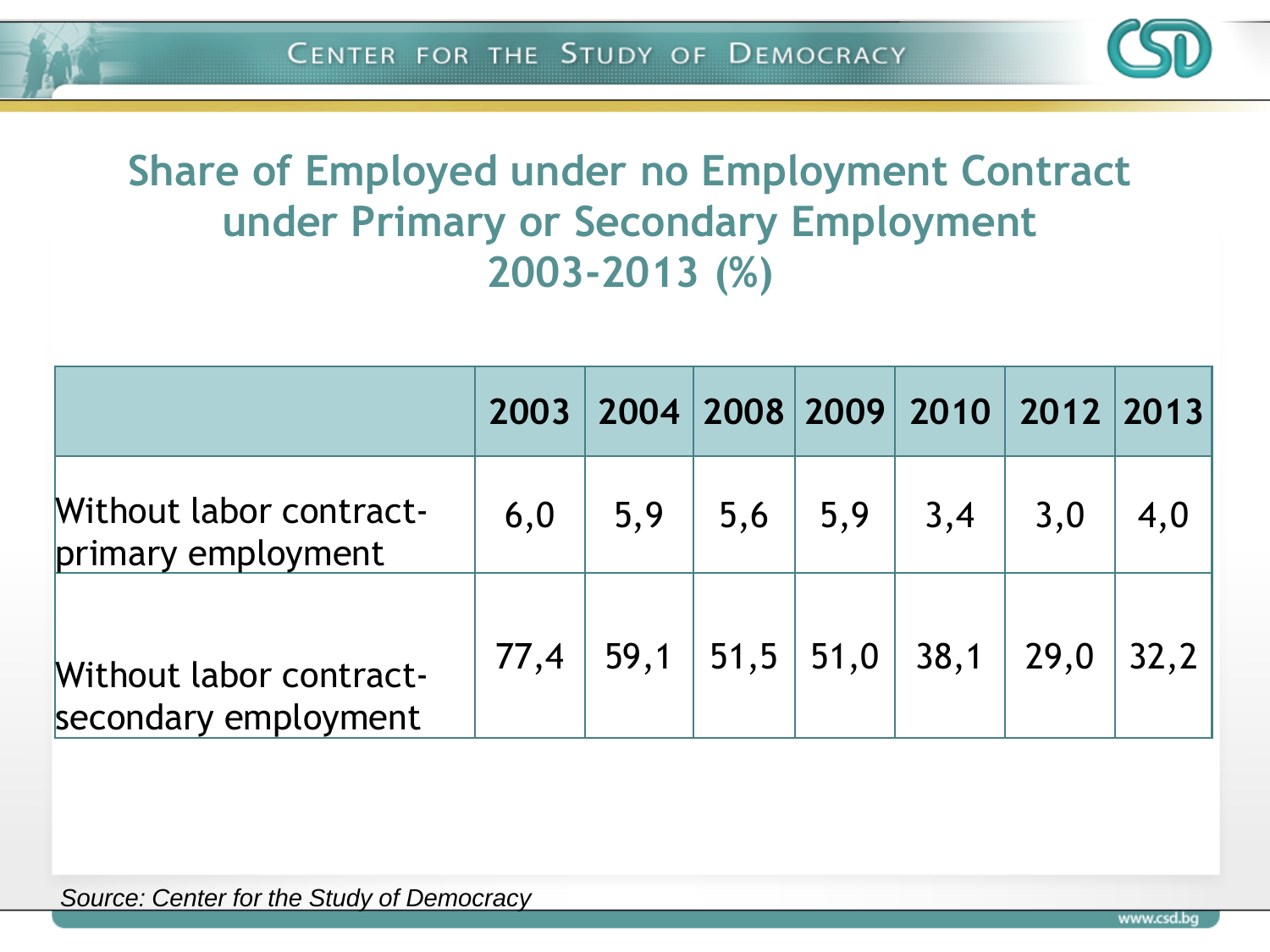## Share of Employed under no Employment Contract under Primary or Secondary Employment 2003-2013 (%)

| | 2003 | 2004 | 2008 | 2009 | 2010 | 2012 | 2013 |
|---|---|---|---|---|---|---|---|
| Without labor contract-primary employment | 6,0 | 5,9 | 5,6 | 5,9 | 3,4 | 3,0 | 4,0 |
| Without labor contract-secondary employment | 77,4 | 59,1 | 51,5 | 51,0 | 38,1 | 29,0 | 32,2 |

*Source: Center for the Study of Democracy*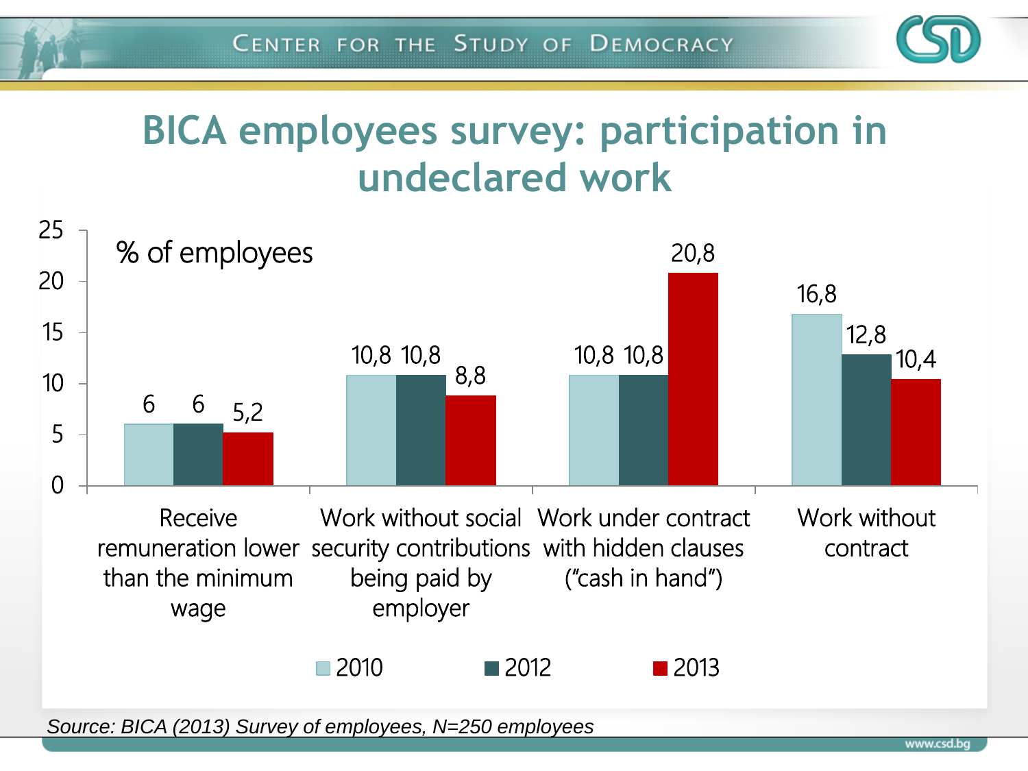# BICA employees survey: participation in undeclared work

% of employees

| | 2010 | 2012 | 2013 |
|---|---|---|---|
| Receive remuneration lower than the minimum wage | 6 | 6 | 5,2 |
| Work without social security contributions being paid by employer | 10,8 | 10,8 | 8,8 |
| Work under contract with hidden clauses ("cash in hand") | 10,8 | 10,8 | 20,8 |
| Work without contract | 16,8 | 12,8 | 10,4 |

*Source: BICA (2013) Survey of employees, N=250 employees*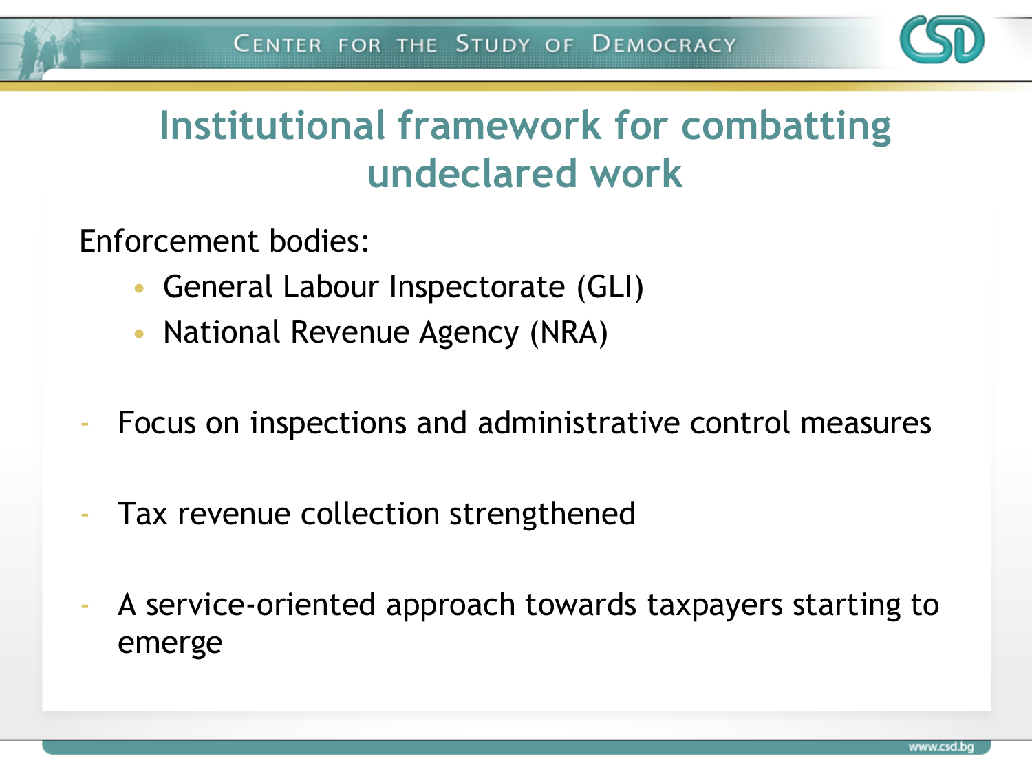# Institutional framework for combatting undeclared work

Enforcement bodies:

- General Labour Inspectorate (GLI)
- National Revenue Agency (NRA)

- Focus on inspections and administrative control measures
- Tax revenue collection strengthened
- A service-oriented approach towards taxpayers starting to emerge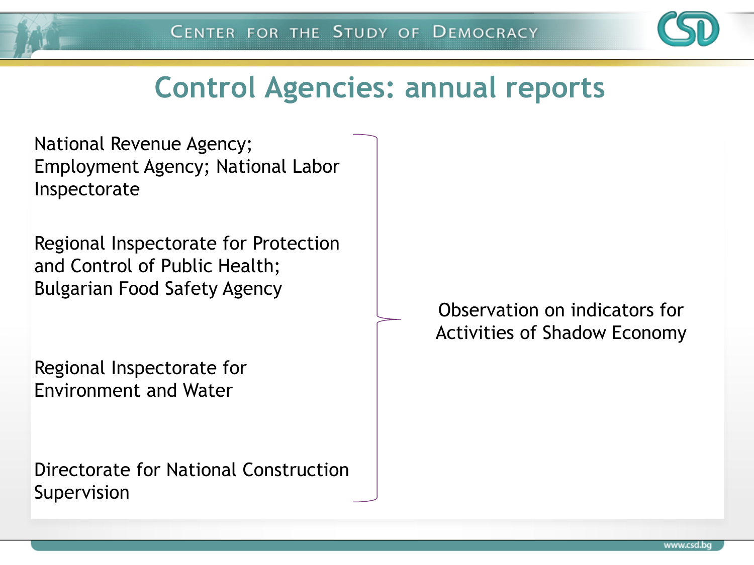# Control Agencies: annual reports

- National Revenue Agency; Employment Agency; National Labor Inspectorate
- Regional Inspectorate for Protection and Control of Public Health; Bulgarian Food Safety Agency
- Regional Inspectorate for Environment and Water
- Directorate for National Construction Supervision

→ Observation on indicators for Activities of Shadow Economy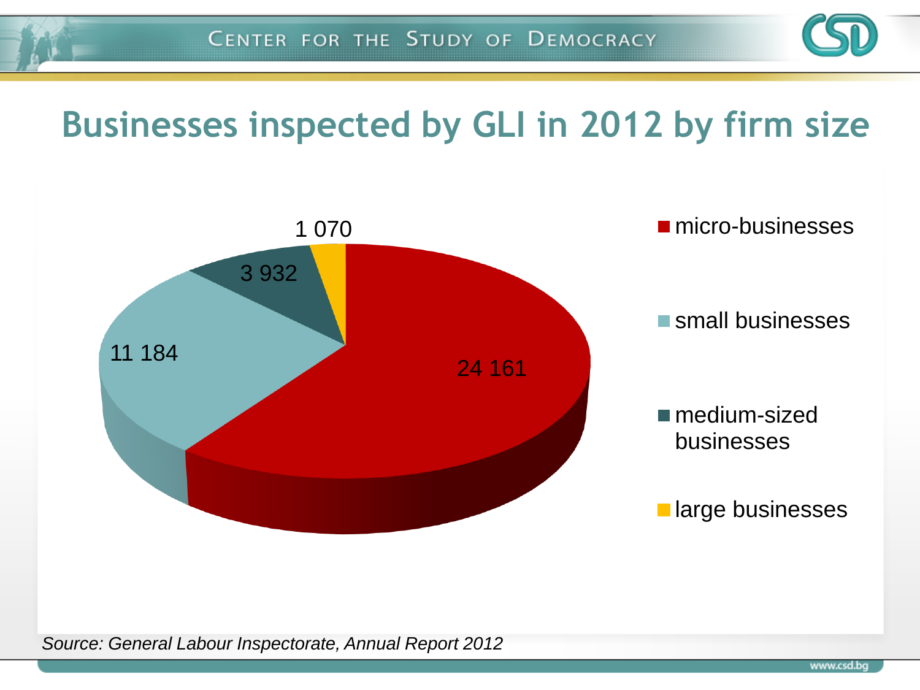# Businesses inspected by GLI in 2012 by firm size

| Firm size | Businesses inspected |
| --- | --- |
| micro-businesses | 24 161 |
| small businesses | 11 184 |
| medium-sized businesses | 3 932 |
| large businesses | 1 070 |

*Source: General Labour Inspectorate, Annual Report 2012*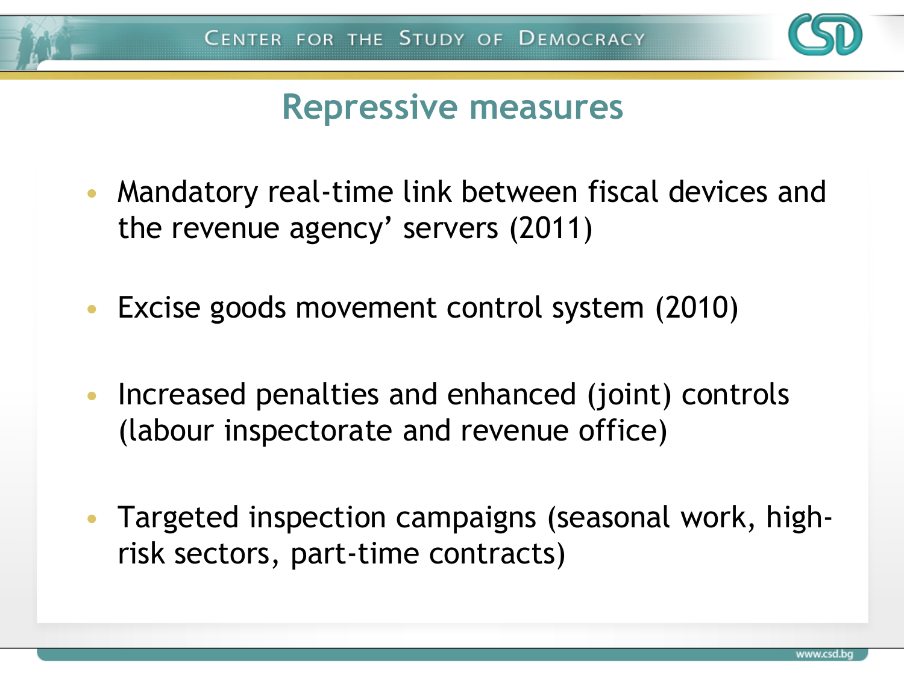# Repressive measures

- Mandatory real-time link between fiscal devices and the revenue agency' servers (2011)
- Excise goods movement control system (2010)
- Increased penalties and enhanced (joint) controls (labour inspectorate and revenue office)
- Targeted inspection campaigns (seasonal work, high-risk sectors, part-time contracts)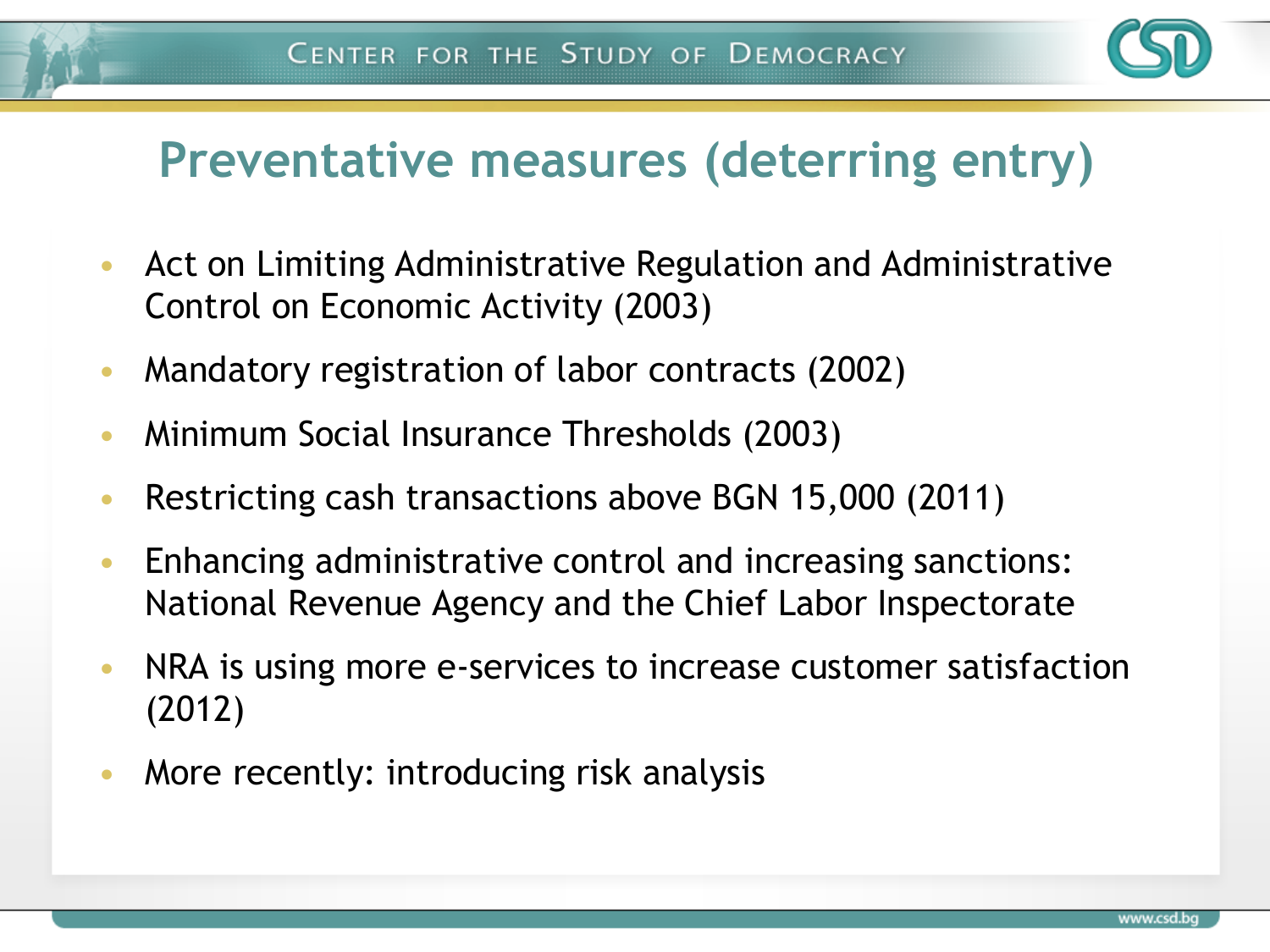# Preventative measures (deterring entry)

- Act on Limiting Administrative Regulation and Administrative Control on Economic Activity (2003)
- Mandatory registration of labor contracts (2002)
- Minimum Social Insurance Thresholds (2003)
- Restricting cash transactions above BGN 15,000 (2011)
- Enhancing administrative control and increasing sanctions: National Revenue Agency and the Chief Labor Inspectorate
- NRA is using more e-services to increase customer satisfaction (2012)
- More recently: introducing risk analysis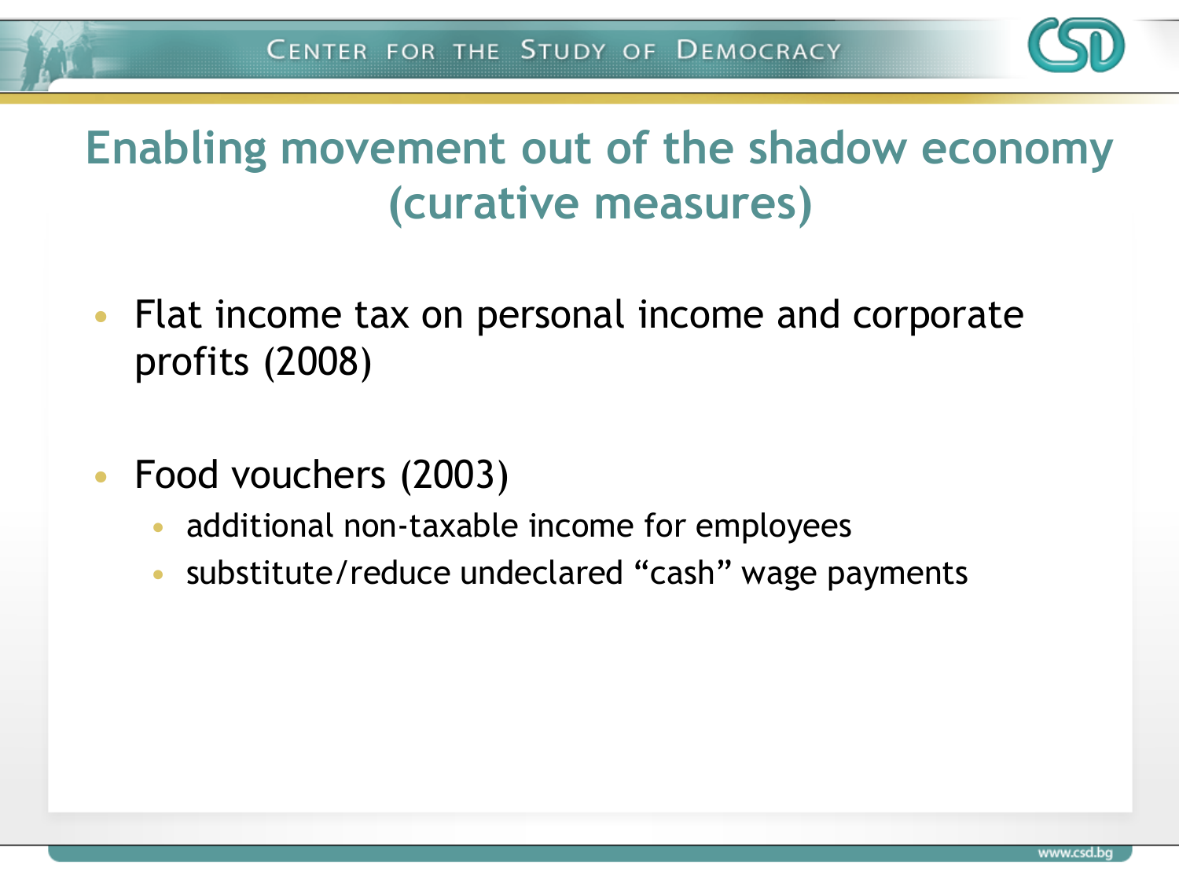# Enabling movement out of the shadow economy (curative measures)

- Flat income tax on personal income and corporate profits (2008)
- Food vouchers (2003)
  - additional non-taxable income for employees
  - substitute/reduce undeclared “cash” wage payments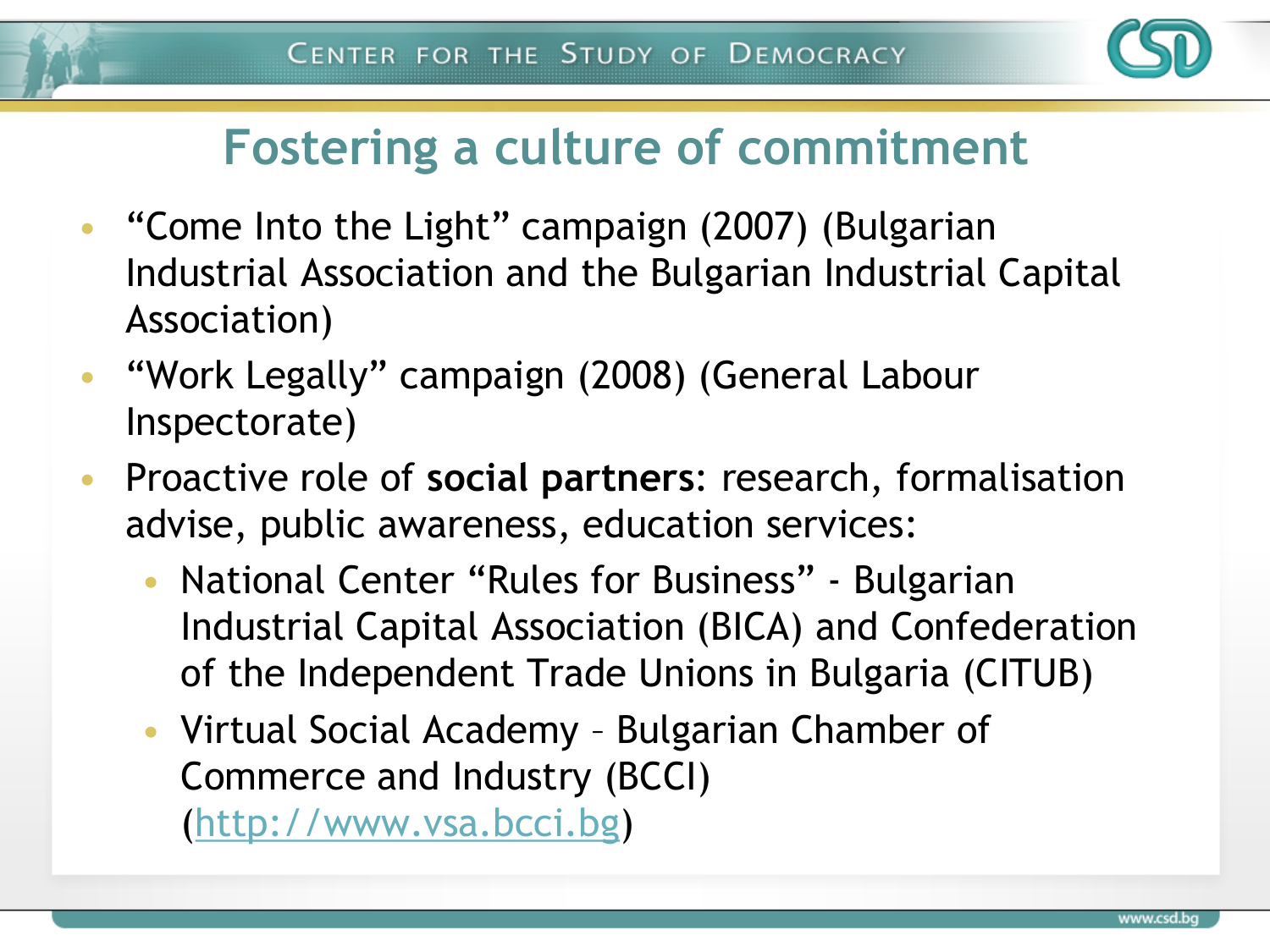# Fostering a culture of commitment

- “Come Into the Light” campaign (2007) (Bulgarian Industrial Association and the Bulgarian Industrial Capital Association)
- “Work Legally” campaign (2008) (General Labour Inspectorate)
- Proactive role of **social partners**: research, formalisation advise, public awareness, education services:
  - National Center “Rules for Business” - Bulgarian Industrial Capital Association (BICA) and Confederation of the Independent Trade Unions in Bulgaria (CITUB)
  - Virtual Social Academy – Bulgarian Chamber of Commerce and Industry (BCCI) (http://www.vsa.bcci.bg)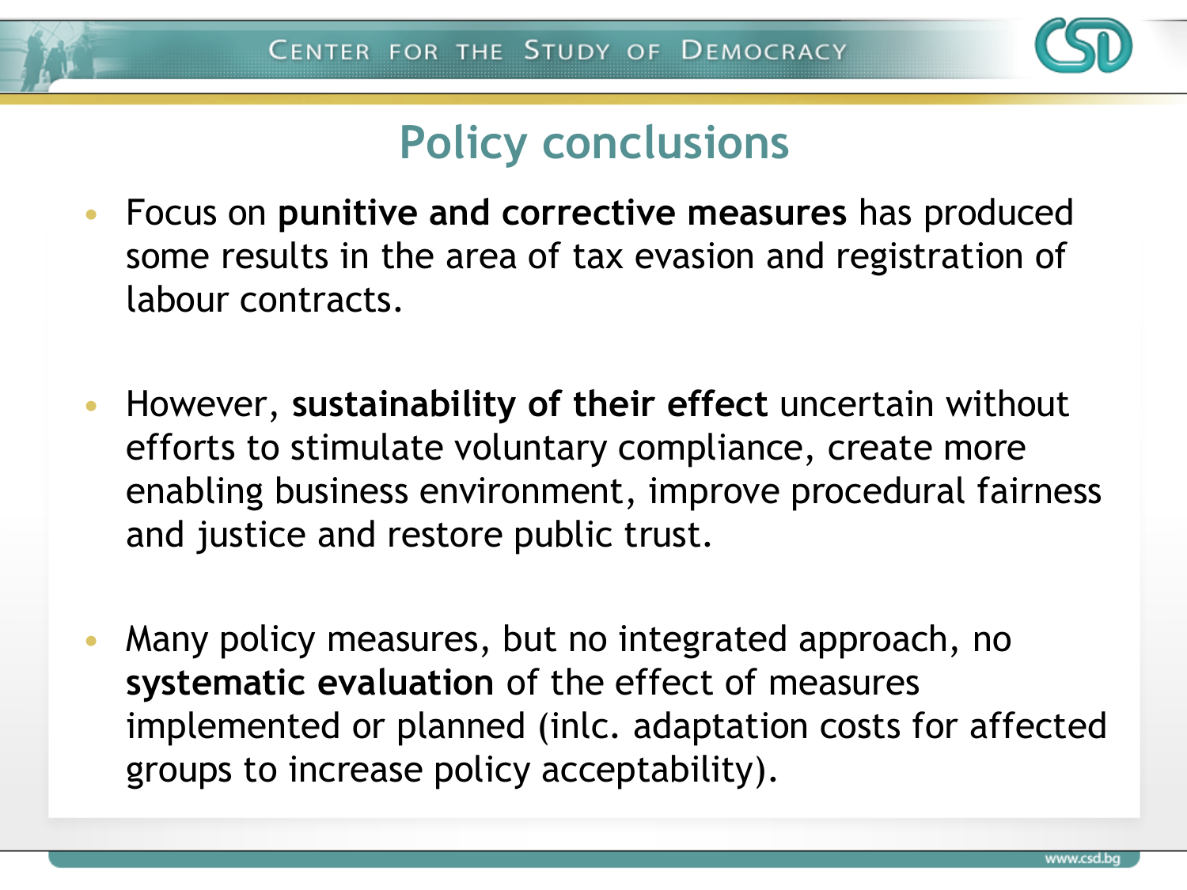# Policy conclusions

- Focus on **punitive and corrective measures** has produced some results in the area of tax evasion and registration of labour contracts.

- However, **sustainability of their effect** uncertain without efforts to stimulate voluntary compliance, create more enabling business environment, improve procedural fairness and justice and restore public trust.

- Many policy measures, but no integrated approach, no **systematic evaluation** of the effect of measures implemented or planned (inlc. adaptation costs for affected groups to increase policy acceptability).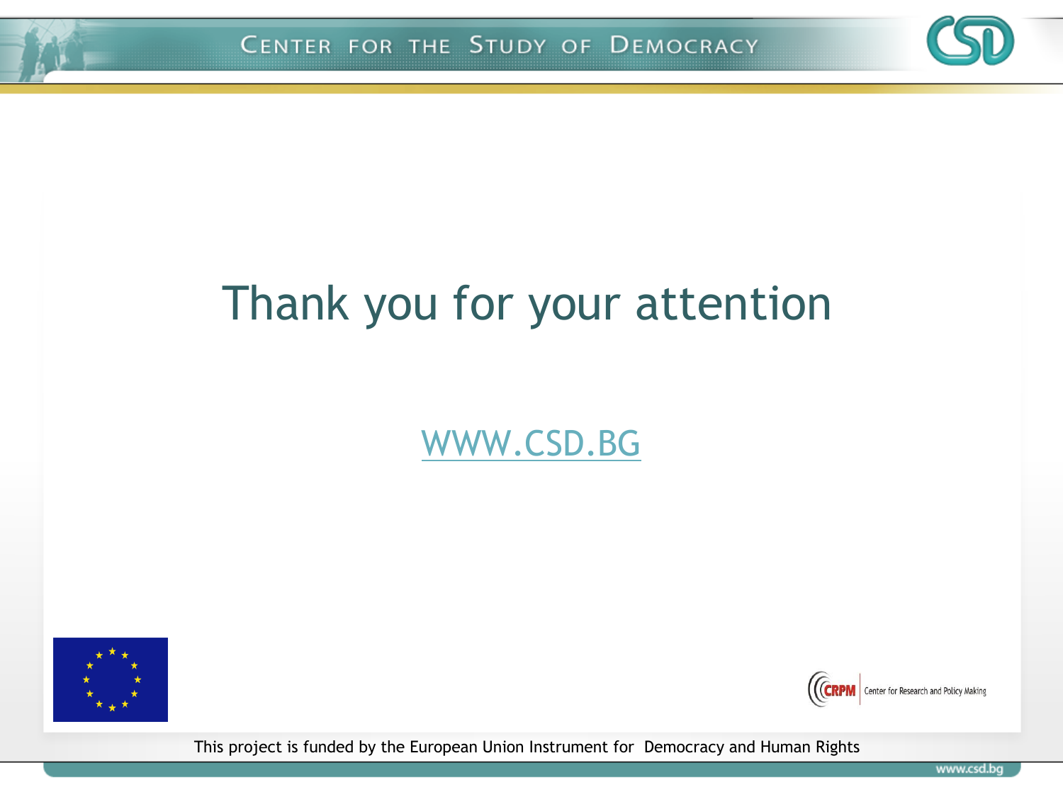# Thank you for your attention

WWW.CSD.BG

CRPM Center for Research and Policy Making

This project is funded by the European Union Instrument for Democracy and Human Rights